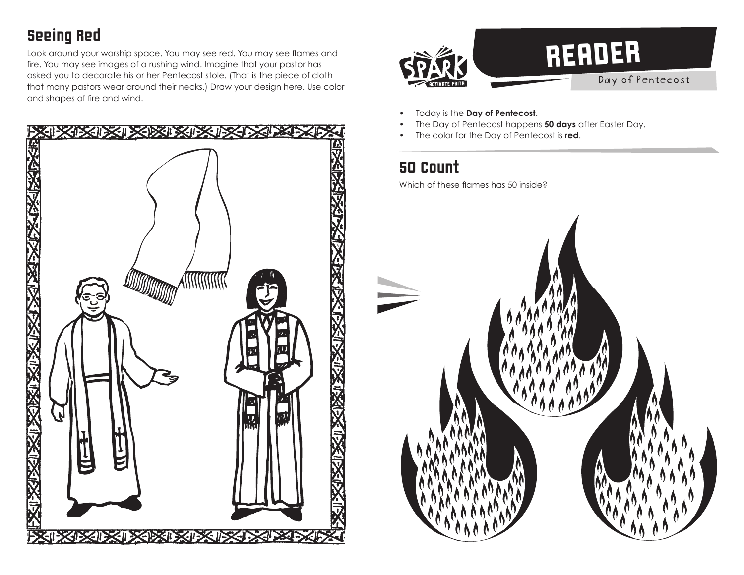## Seeing Red

Look around your worship space. You may see red. You may see flames and fire. You may see images of a rushing wind. Imagine that your pastor has asked you to decorate his or her Pentecost stole. (That is the piece of cloth that many pastors wear around their necks.) Draw your design here. Use color and shapes of fire and wind.

# READER

Day of Pentecost

- Today is the **Day of Pentecost**.
- The Day of Pentecost happens **50 days** after Easter Day.
- The color for the Day of Pentecost is **red**.

## 50 Count

Which of these flames has 50 inside?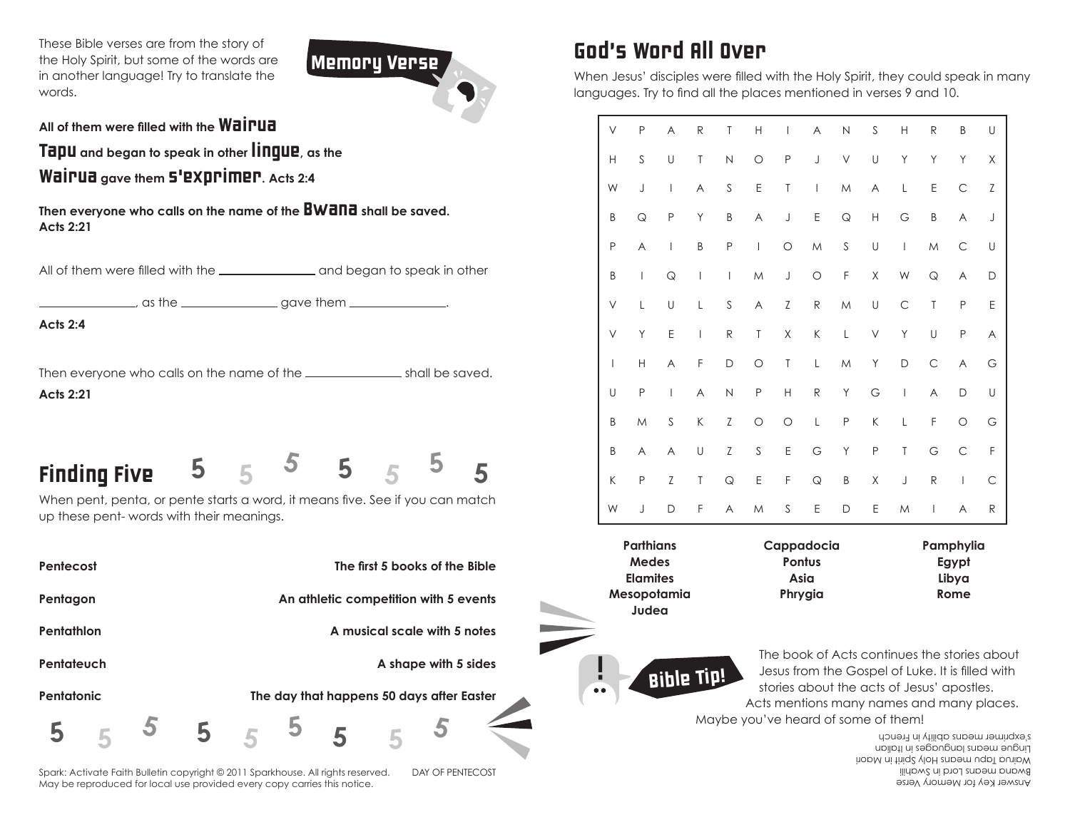These Bible verses are from the story of the Holy Spirit, but some of the words are in another language! Try to translate the words.

## Memory Verse

**All of them were filled with the Wairua Tapu and began to speak in other lingue, as the Wairua gave them s'exprimer. Acts 2:4**

**Then everyone who calls on the name of the Bwana shall be saved. Acts 2:21**

All of them were filled with the ______________ and began to speak in other ______________, as the ______________ gave them ______________.

**Acts 2:4**

Then everyone who calls on the name of the ______________ shall be saved.

**Acts 2:21**

## Finding Five

5 5 5 5 5 5 5

When pent, penta, or pente starts a word, it means five. See if you can match up these pent- words with their meanings.

| | |
|---|---|
| **Pentecost** | **The first 5 books of the Bible** |
| **Pentagon** | **An athletic competition with 5 events** |
| **Pentathlon** | **A musical scale with 5 notes** |
| **Pentateuch** | **A shape with 5 sides** |
| **Pentatonic** | **The day that happens 50 days after Easter** |

5 5 5 5 5 5 5 5 5

Spark: Activate Faith Bulletin copyright © 2011 Sparkhouse. All rights reserved. May be reproduced for local use provided every copy carries this notice. DAY OF PENTECOST

## God's Word All Over

When Jesus' disciples were filled with the Holy Spirit, they could speak in many languages. Try to find all the places mentioned in verses 9 and 10.

| | | | | | | | | | | | | | |
|---|---|---|---|---|---|---|---|---|---|---|---|---|---|
| V | P | A | R | T | H | I | A | N | S | H | R | B | U |
| H | S | U | T | N | O | P | J | V | U | Y | Y | Y | X |
| W | J | I | A | S | E | T | I | M | A | L | E | C | Z |
| B | Q | P | Y | B | A | J | E | Q | H | G | B | A | J |
| P | A | I | B | P | I | O | M | S | U | I | M | C | U |
| B | I | Q | I | I | M | J | O | F | X | W | Q | A | D |
| V | L | U | L | S | A | Z | R | M | U | C | T | P | E |
| V | Y | E | I | R | T | X | K | L | V | Y | U | P | A |
| I | H | A | F | D | O | T | L | M | Y | D | C | A | G |
| U | P | I | A | N | P | H | R | Y | G | I | A | D | U |
| B | M | S | K | Z | O | O | L | P | K | L | F | O | G |
| B | A | A | U | Z | S | E | G | Y | P | T | G | C | F |
| K | P | Z | T | Q | E | F | Q | B | X | J | R | I | C |
| W | J | D | F | A | M | S | E | D | E | M | I | A | R |

**Parthians**
**Medes**
**Elamites**
**Mesopotamia**
**Judea**
**Cappadocia**
**Pontus**
**Asia**
**Phrygia**
**Pamphylia**
**Egypt**
**Libya**
**Rome**

## Bible Tip!

The book of Acts continues the stories about Jesus from the Gospel of Luke. It is filled with stories about the acts of Jesus' apostles. Acts mentions many names and many places. Maybe you've heard of some of them!

Answer Key for Memory Verse
Bwana means Lord in Swahili
Wairua Tapu means Holy Spirit in Maori
Lingue means languages in Italian
s'exprimer means ability in French